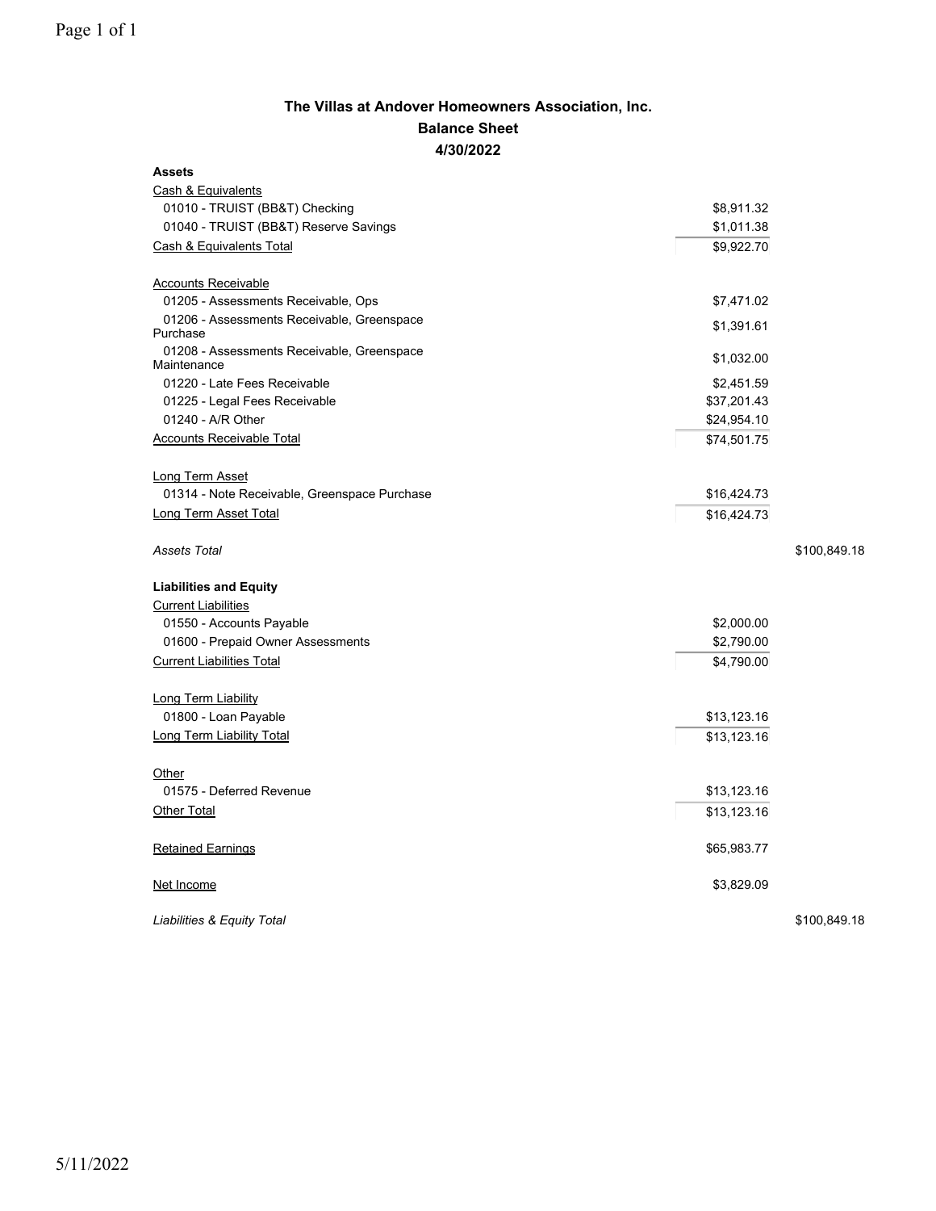# The Villas at Andover Homeowners Association, Inc.

## Balance Sheet

### 4/30/2022

| | | |
|---|---|---|
| **Assets** | | |
| Cash & Equivalents | | |
| 01010 - TRUIST (BB&T) Checking | $8,911.32 | |
| 01040 - TRUIST (BB&T) Reserve Savings | $1,011.38 | |
| Cash & Equivalents Total | $9,922.70 | |
| | | |
| Accounts Receivable | | |
| 01205 - Assessments Receivable, Ops | $7,471.02 | |
| 01206 - Assessments Receivable, Greenspace Purchase | $1,391.61 | |
| 01208 - Assessments Receivable, Greenspace Maintenance | $1,032.00 | |
| 01220 - Late Fees Receivable | $2,451.59 | |
| 01225 - Legal Fees Receivable | $37,201.43 | |
| 01240 - A/R Other | $24,954.10 | |
| Accounts Receivable Total | $74,501.75 | |
| | | |
| Long Term Asset | | |
| 01314 - Note Receivable, Greenspace Purchase | $16,424.73 | |
| Long Term Asset Total | $16,424.73 | |
| | | |
| *Assets Total* | | $100,849.18 |
| | | |
| **Liabilities and Equity** | | |
| Current Liabilities | | |
| 01550 - Accounts Payable | $2,000.00 | |
| 01600 - Prepaid Owner Assessments | $2,790.00 | |
| Current Liabilities Total | $4,790.00 | |
| | | |
| Long Term Liability | | |
| 01800 - Loan Payable | $13,123.16 | |
| Long Term Liability Total | $13,123.16 | |
| | | |
| Other | | |
| 01575 - Deferred Revenue | $13,123.16 | |
| Other Total | $13,123.16 | |
| | | |
| Retained Earnings | $65,983.77 | |
| | | |
| Net Income | $3,829.09 | |
| | | |
| *Liabilities & Equity Total* | | $100,849.18 |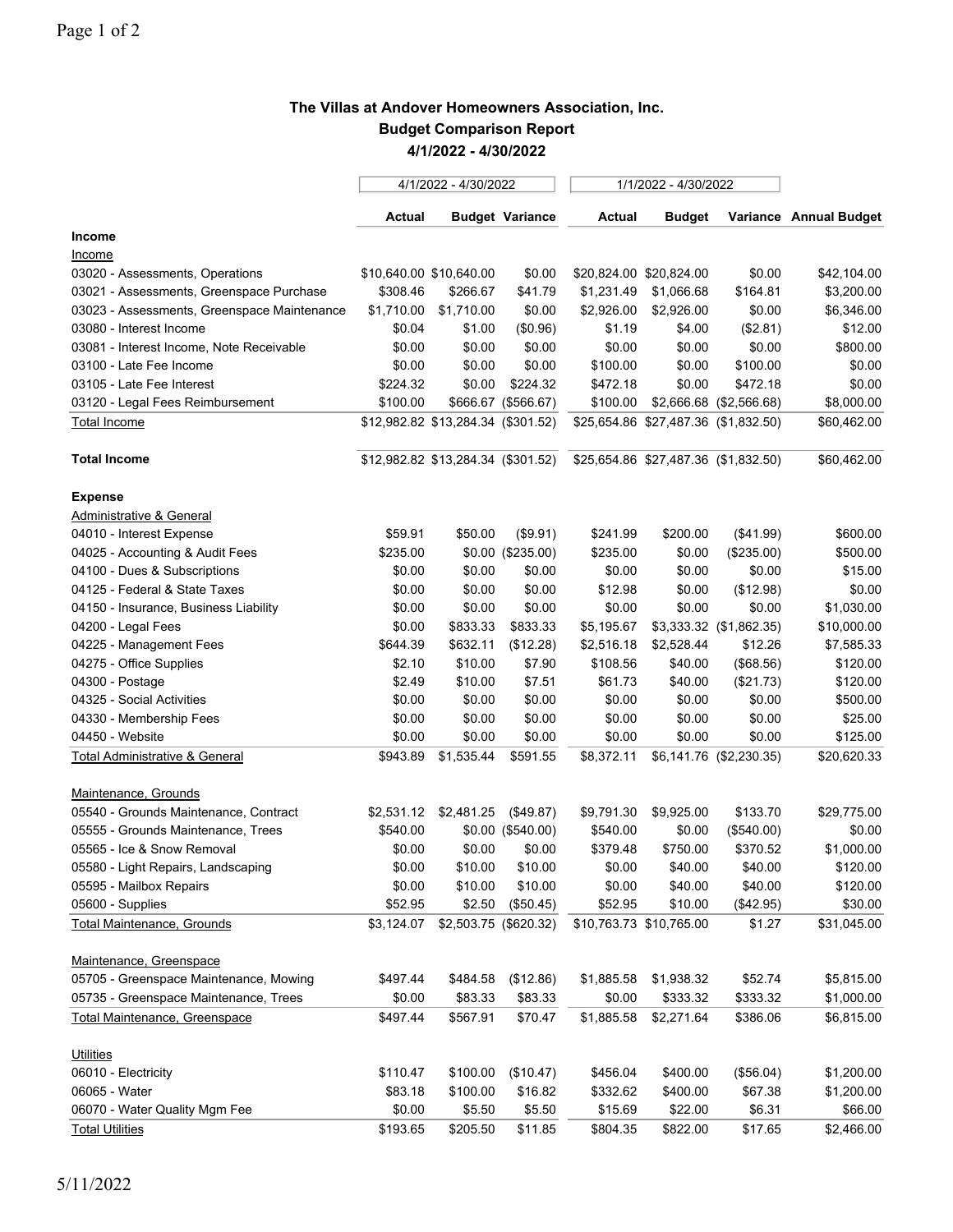**The Villas at Andover Homeowners Association, Inc.**
**Budget Comparison Report**
**4/1/2022 - 4/30/2022**

| | 4/1/2022 - 4/30/2022 | | | 1/1/2022 - 4/30/2022 | | | |
|---|---|---|---|---|---|---|---|
| | **Actual** | **Budget** | **Variance** | **Actual** | **Budget** | **Variance** | **Annual Budget** |
| **Income** | | | | | | | |
| Income | | | | | | | |
| 03020 - Assessments, Operations | $10,640.00 | $10,640.00 | $0.00 | $20,824.00 | $20,824.00 | $0.00 | $42,104.00 |
| 03021 - Assessments, Greenspace Purchase | $308.46 | $266.67 | $41.79 | $1,231.49 | $1,066.68 | $164.81 | $3,200.00 |
| 03023 - Assessments, Greenspace Maintenance | $1,710.00 | $1,710.00 | $0.00 | $2,926.00 | $2,926.00 | $0.00 | $6,346.00 |
| 03080 - Interest Income | $0.04 | $1.00 | ($0.96) | $1.19 | $4.00 | ($2.81) | $12.00 |
| 03081 - Interest Income, Note Receivable | $0.00 | $0.00 | $0.00 | $0.00 | $0.00 | $0.00 | $800.00 |
| 03100 - Late Fee Income | $0.00 | $0.00 | $0.00 | $100.00 | $0.00 | $100.00 | $0.00 |
| 03105 - Late Fee Interest | $224.32 | $0.00 | $224.32 | $472.18 | $0.00 | $472.18 | $0.00 |
| 03120 - Legal Fees Reimbursement | $100.00 | $666.67 | ($566.67) | $100.00 | $2,666.68 | ($2,566.68) | $8,000.00 |
| Total Income | $12,982.82 | $13,284.34 | ($301.52) | $25,654.86 | $27,487.36 | ($1,832.50) | $60,462.00 |
| **Total Income** | $12,982.82 | $13,284.34 | ($301.52) | $25,654.86 | $27,487.36 | ($1,832.50) | $60,462.00 |
| **Expense** | | | | | | | |
| Administrative & General | | | | | | | |
| 04010 - Interest Expense | $59.91 | $50.00 | ($9.91) | $241.99 | $200.00 | ($41.99) | $600.00 |
| 04025 - Accounting & Audit Fees | $235.00 | $0.00 | ($235.00) | $235.00 | $0.00 | ($235.00) | $500.00 |
| 04100 - Dues & Subscriptions | $0.00 | $0.00 | $0.00 | $0.00 | $0.00 | $0.00 | $15.00 |
| 04125 - Federal & State Taxes | $0.00 | $0.00 | $0.00 | $12.98 | $0.00 | ($12.98) | $0.00 |
| 04150 - Insurance, Business Liability | $0.00 | $0.00 | $0.00 | $0.00 | $0.00 | $0.00 | $1,030.00 |
| 04200 - Legal Fees | $0.00 | $833.33 | $833.33 | $5,195.67 | $3,333.32 | ($1,862.35) | $10,000.00 |
| 04225 - Management Fees | $644.39 | $632.11 | ($12.28) | $2,516.18 | $2,528.44 | $12.26 | $7,585.33 |
| 04275 - Office Supplies | $2.10 | $10.00 | $7.90 | $108.56 | $40.00 | ($68.56) | $120.00 |
| 04300 - Postage | $2.49 | $10.00 | $7.51 | $61.73 | $40.00 | ($21.73) | $120.00 |
| 04325 - Social Activities | $0.00 | $0.00 | $0.00 | $0.00 | $0.00 | $0.00 | $500.00 |
| 04330 - Membership Fees | $0.00 | $0.00 | $0.00 | $0.00 | $0.00 | $0.00 | $25.00 |
| 04450 - Website | $0.00 | $0.00 | $0.00 | $0.00 | $0.00 | $0.00 | $125.00 |
| Total Administrative & General | $943.89 | $1,535.44 | $591.55 | $8,372.11 | $6,141.76 | ($2,230.35) | $20,620.33 |
| Maintenance, Grounds | | | | | | | |
| 05540 - Grounds Maintenance, Contract | $2,531.12 | $2,481.25 | ($49.87) | $9,791.30 | $9,925.00 | $133.70 | $29,775.00 |
| 05555 - Grounds Maintenance, Trees | $540.00 | $0.00 | ($540.00) | $540.00 | $0.00 | ($540.00) | $0.00 |
| 05565 - Ice & Snow Removal | $0.00 | $0.00 | $0.00 | $379.48 | $750.00 | $370.52 | $1,000.00 |
| 05580 - Light Repairs, Landscaping | $0.00 | $10.00 | $10.00 | $0.00 | $40.00 | $40.00 | $120.00 |
| 05595 - Mailbox Repairs | $0.00 | $10.00 | $10.00 | $0.00 | $40.00 | $40.00 | $120.00 |
| 05600 - Supplies | $52.95 | $2.50 | ($50.45) | $52.95 | $10.00 | ($42.95) | $30.00 |
| Total Maintenance, Grounds | $3,124.07 | $2,503.75 | ($620.32) | $10,763.73 | $10,765.00 | $1.27 | $31,045.00 |
| Maintenance, Greenspace | | | | | | | |
| 05705 - Greenspace Maintenance, Mowing | $497.44 | $484.58 | ($12.86) | $1,885.58 | $1,938.32 | $52.74 | $5,815.00 |
| 05735 - Greenspace Maintenance, Trees | $0.00 | $83.33 | $83.33 | $0.00 | $333.32 | $333.32 | $1,000.00 |
| Total Maintenance, Greenspace | $497.44 | $567.91 | $70.47 | $1,885.58 | $2,271.64 | $386.06 | $6,815.00 |
| Utilities | | | | | | | |
| 06010 - Electricity | $110.47 | $100.00 | ($10.47) | $456.04 | $400.00 | ($56.04) | $1,200.00 |
| 06065 - Water | $83.18 | $100.00 | $16.82 | $332.62 | $400.00 | $67.38 | $1,200.00 |
| 06070 - Water Quality Mgm Fee | $0.00 | $5.50 | $5.50 | $15.69 | $22.00 | $6.31 | $66.00 |
| Total Utilities | $193.65 | $205.50 | $11.85 | $804.35 | $822.00 | $17.65 | $2,466.00 |

5/11/2022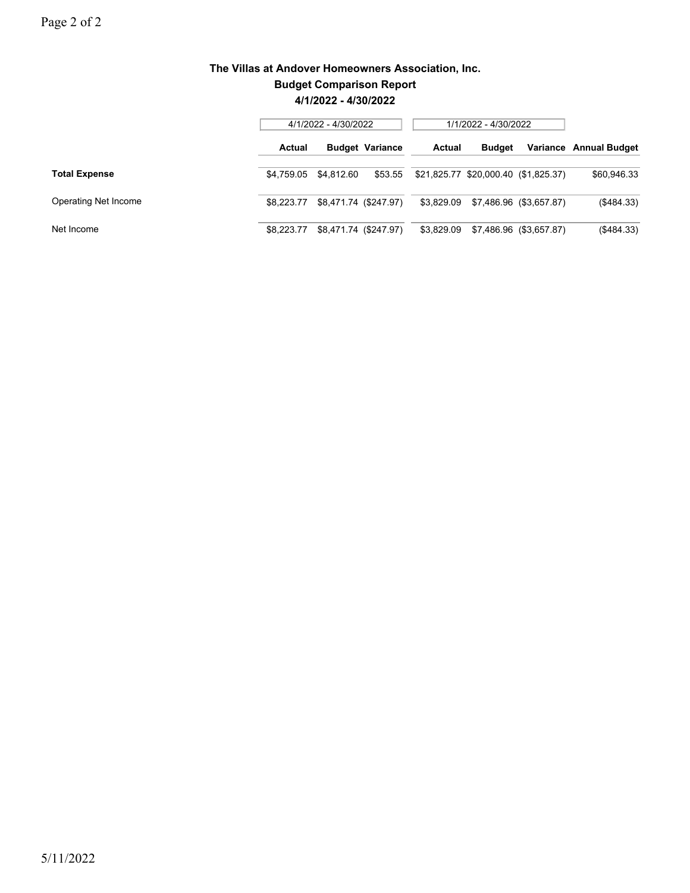**The Villas at Andover Homeowners Association, Inc.**
**Budget Comparison Report**
**4/1/2022 - 4/30/2022**

| | 4/1/2022 - 4/30/2022 | | | 1/1/2022 - 4/30/2022 | | | |
|---|---|---|---|---|---|---|---|
| | **Actual** | **Budget** | **Variance** | **Actual** | **Budget** | **Variance** | **Annual Budget** |
| **Total Expense** | $4,759.05 | $4,812.60 | $53.55 | $21,825.77 | $20,000.40 | ($1,825.37) | $60,946.33 |
| Operating Net Income | $8,223.77 | $8,471.74 | ($247.97) | $3,829.09 | $7,486.96 | ($3,657.87) | ($484.33) |
| Net Income | $8,223.77 | $8,471.74 | ($247.97) | $3,829.09 | $7,486.96 | ($3,657.87) | ($484.33) |

5/11/2022